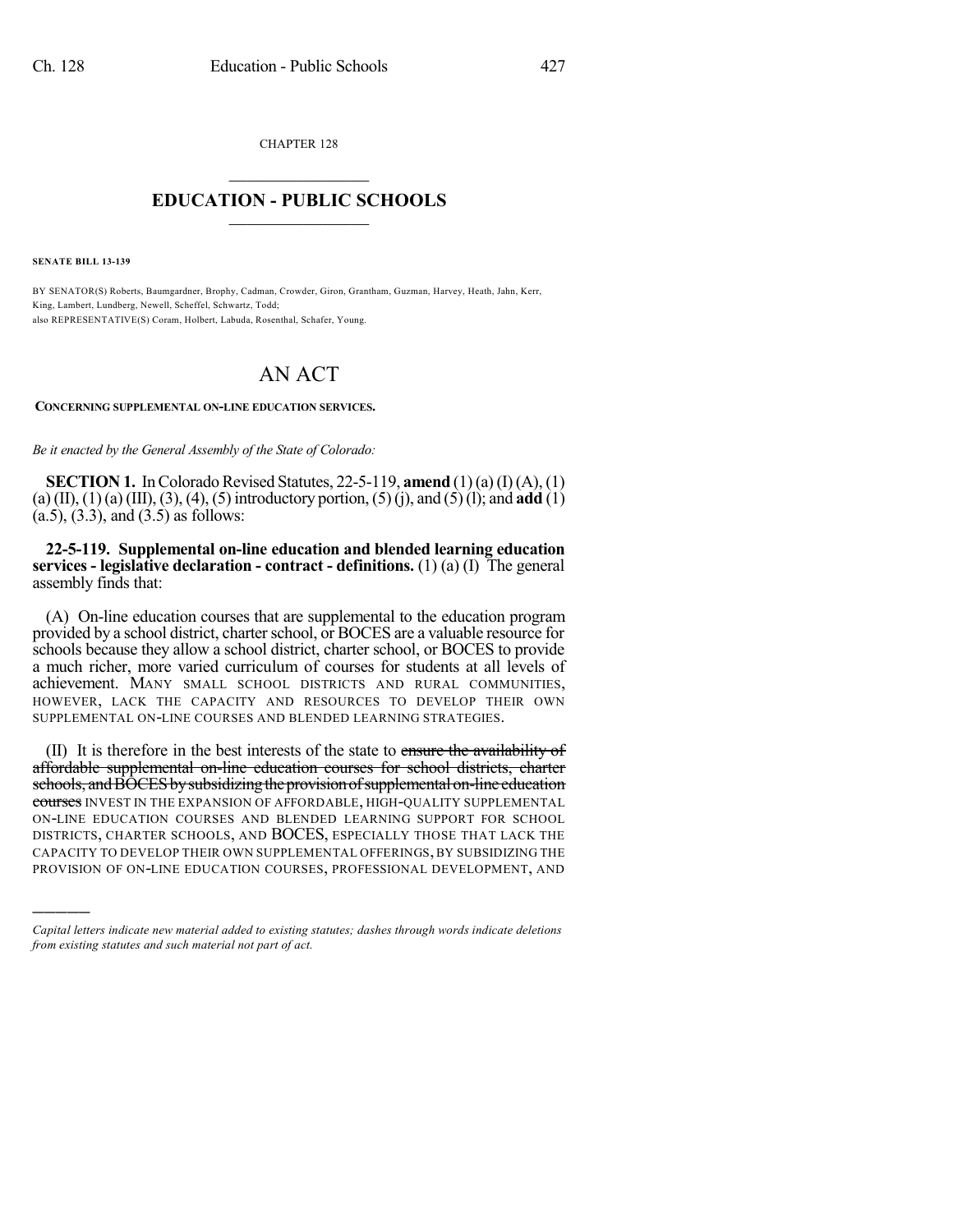CHAPTER 128

# EDUCATION - PUBLIC SCHOOLS

**SENATE BILL 13-139**

BY SENATOR(S) Roberts, Baumgardner, Brophy, Cadman, Crowder, Giron, Grantham, Guzman, Harvey, Heath, Jahn, Kerr, King, Lambert, Lundberg, Newell, Scheffel, Schwartz, Todd;
also REPRESENTATIVE(S) Coram, Holbert, Labuda, Rosenthal, Schafer, Young.

# AN ACT

**CONCERNING SUPPLEMENTAL ON-LINE EDUCATION SERVICES.**

*Be it enacted by the General Assembly of the State of Colorado:*

**SECTION 1.** In Colorado Revised Statutes, 22-5-119, **amend** (1) (a) (I) (A), (1) (a) (II), (1) (a) (III), (3), (4), (5) introductory portion, (5) (j), and (5) (l); and **add** (1) (a.5), (3.3), and (3.5) as follows:

**22-5-119. Supplemental on-line education and blended learning education services - legislative declaration - contract - definitions.** (1) (a) (I) The general assembly finds that:

(A) On-line education courses that are supplemental to the education program provided by a school district, charter school, or BOCES are a valuable resource for schools because they allow a school district, charter school, or BOCES to provide a much richer, more varied curriculum of courses for students at all levels of achievement. MANY SMALL SCHOOL DISTRICTS AND RURAL COMMUNITIES, HOWEVER, LACK THE CAPACITY AND RESOURCES TO DEVELOP THEIR OWN SUPPLEMENTAL ON-LINE COURSES AND BLENDED LEARNING STRATEGIES.

(II) It is therefore in the best interests of the state to ~~ensure the availability of affordable supplemental on-line education courses for school districts, charter schools, and BOCES by subsidizing the provision of supplemental on-line education courses~~ INVEST IN THE EXPANSION OF AFFORDABLE, HIGH-QUALITY SUPPLEMENTAL ON-LINE EDUCATION COURSES AND BLENDED LEARNING SUPPORT FOR SCHOOL DISTRICTS, CHARTER SCHOOLS, AND BOCES, ESPECIALLY THOSE THAT LACK THE CAPACITY TO DEVELOP THEIR OWN SUPPLEMENTAL OFFERINGS, BY SUBSIDIZING THE PROVISION OF ON-LINE EDUCATION COURSES, PROFESSIONAL DEVELOPMENT, AND

*Capital letters indicate new material added to existing statutes; dashes through words indicate deletions from existing statutes and such material not part of act.*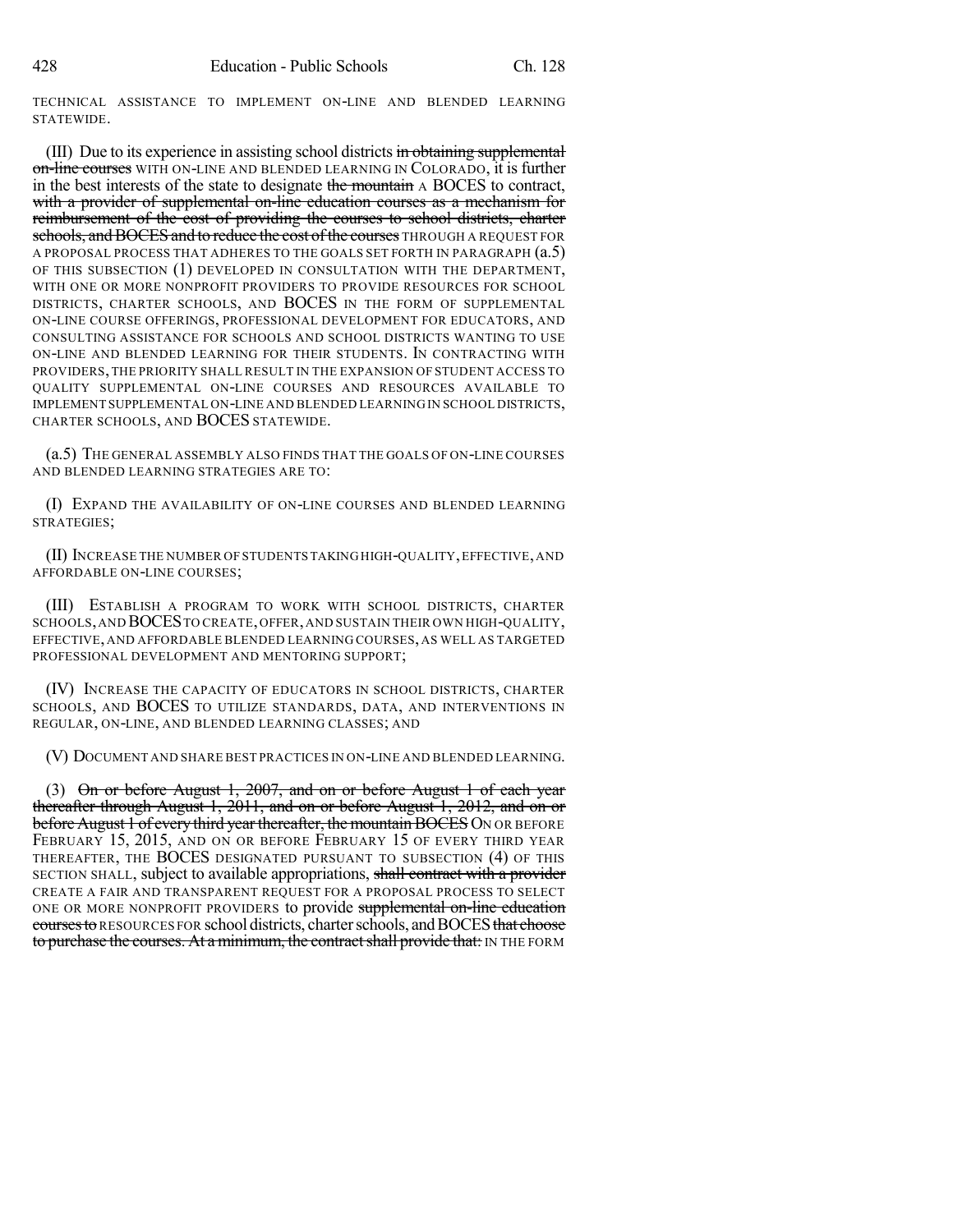TECHNICAL ASSISTANCE TO IMPLEMENT ON-LINE AND BLENDED LEARNING STATEWIDE.

(III) Due to its experience in assisting school districts ~~in obtaining supplemental on-line courses~~ WITH ON-LINE AND BLENDED LEARNING IN COLORADO, it is further in the best interests of the state to designate ~~the mountain~~ A BOCES to contract, ~~with a provider of supplemental on-line education courses as a mechanism for reimbursement of the cost of providing the courses to school districts, charter schools, and BOCES and to reduce the cost of the courses~~ THROUGH A REQUEST FOR A PROPOSAL PROCESS THAT ADHERES TO THE GOALS SET FORTH IN PARAGRAPH (a.5) OF THIS SUBSECTION (1) DEVELOPED IN CONSULTATION WITH THE DEPARTMENT, WITH ONE OR MORE NONPROFIT PROVIDERS TO PROVIDE RESOURCES FOR SCHOOL DISTRICTS, CHARTER SCHOOLS, AND BOCES IN THE FORM OF SUPPLEMENTAL ON-LINE COURSE OFFERINGS, PROFESSIONAL DEVELOPMENT FOR EDUCATORS, AND CONSULTING ASSISTANCE FOR SCHOOLS AND SCHOOL DISTRICTS WANTING TO USE ON-LINE AND BLENDED LEARNING FOR THEIR STUDENTS. IN CONTRACTING WITH PROVIDERS, THE PRIORITY SHALL RESULT IN THE EXPANSION OF STUDENT ACCESS TO QUALITY SUPPLEMENTAL ON-LINE COURSES AND RESOURCES AVAILABLE TO IMPLEMENT SUPPLEMENTAL ON-LINE AND BLENDED LEARNING IN SCHOOL DISTRICTS, CHARTER SCHOOLS, AND BOCES STATEWIDE.

(a.5) THE GENERAL ASSEMBLY ALSO FINDS THAT THE GOALS OF ON-LINE COURSES AND BLENDED LEARNING STRATEGIES ARE TO:

(I) EXPAND THE AVAILABILITY OF ON-LINE COURSES AND BLENDED LEARNING STRATEGIES;

(II) INCREASE THE NUMBER OF STUDENTS TAKING HIGH-QUALITY, EFFECTIVE, AND AFFORDABLE ON-LINE COURSES;

(III) ESTABLISH A PROGRAM TO WORK WITH SCHOOL DISTRICTS, CHARTER SCHOOLS, AND BOCES TO CREATE, OFFER, AND SUSTAIN THEIR OWN HIGH-QUALITY, EFFECTIVE, AND AFFORDABLE BLENDED LEARNING COURSES, AS WELL AS TARGETED PROFESSIONAL DEVELOPMENT AND MENTORING SUPPORT;

(IV) INCREASE THE CAPACITY OF EDUCATORS IN SCHOOL DISTRICTS, CHARTER SCHOOLS, AND BOCES TO UTILIZE STANDARDS, DATA, AND INTERVENTIONS IN REGULAR, ON-LINE, AND BLENDED LEARNING CLASSES; AND

(V) DOCUMENT AND SHARE BEST PRACTICES IN ON-LINE AND BLENDED LEARNING.

(3) ~~On or before August 1, 2007, and on or before August 1 of each year thereafter through August 1, 2011, and on or before August 1, 2012, and on or before August 1 of every third year thereafter, the mountain BOCES~~ ON OR BEFORE FEBRUARY 15, 2015, AND ON OR BEFORE FEBRUARY 15 OF EVERY THIRD YEAR THEREAFTER, THE BOCES DESIGNATED PURSUANT TO SUBSECTION (4) OF THIS SECTION SHALL, subject to available appropriations, ~~shall contract with a provider~~ CREATE A FAIR AND TRANSPARENT REQUEST FOR A PROPOSAL PROCESS TO SELECT ONE OR MORE NONPROFIT PROVIDERS to provide ~~supplemental on-line education courses to~~ RESOURCES FOR school districts, charter schools, and BOCES ~~that choose to purchase the courses. At a minimum, the contract shall provide that:~~ IN THE FORM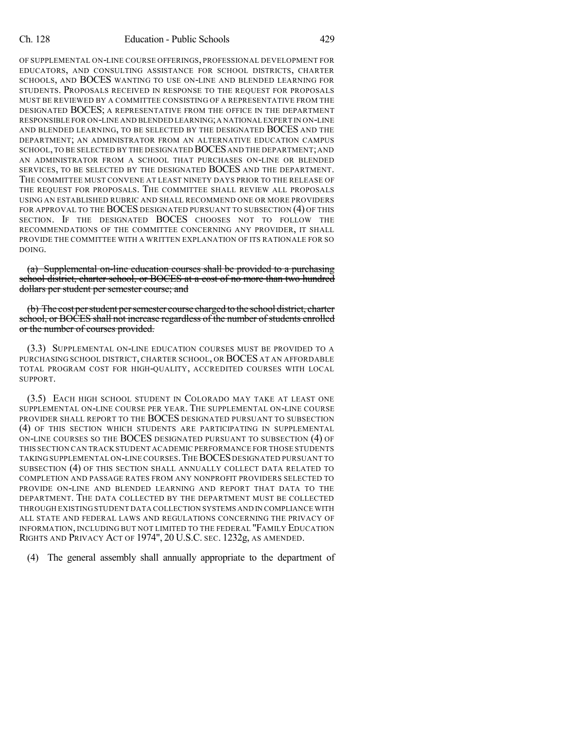OF SUPPLEMENTAL ON-LINE COURSE OFFERINGS, PROFESSIONAL DEVELOPMENT FOR EDUCATORS, AND CONSULTING ASSISTANCE FOR SCHOOL DISTRICTS, CHARTER SCHOOLS, AND BOCES WANTING TO USE ON-LINE AND BLENDED LEARNING FOR STUDENTS. PROPOSALS RECEIVED IN RESPONSE TO THE REQUEST FOR PROPOSALS MUST BE REVIEWED BY A COMMITTEE CONSISTING OF A REPRESENTATIVE FROM THE DESIGNATED BOCES; A REPRESENTATIVE FROM THE OFFICE IN THE DEPARTMENT RESPONSIBLE FOR ON-LINE AND BLENDED LEARNING; A NATIONAL EXPERT IN ON-LINE AND BLENDED LEARNING, TO BE SELECTED BY THE DESIGNATED BOCES AND THE DEPARTMENT; AN ADMINISTRATOR FROM AN ALTERNATIVE EDUCATION CAMPUS SCHOOL, TO BE SELECTED BY THE DESIGNATED BOCES AND THE DEPARTMENT; AND AN ADMINISTRATOR FROM A SCHOOL THAT PURCHASES ON-LINE OR BLENDED SERVICES, TO BE SELECTED BY THE DESIGNATED BOCES AND THE DEPARTMENT. THE COMMITTEE MUST CONVENE AT LEAST NINETY DAYS PRIOR TO THE RELEASE OF THE REQUEST FOR PROPOSALS. THE COMMITTEE SHALL REVIEW ALL PROPOSALS USING AN ESTABLISHED RUBRIC AND SHALL RECOMMEND ONE OR MORE PROVIDERS FOR APPROVAL TO THE BOCES DESIGNATED PURSUANT TO SUBSECTION (4) OF THIS SECTION. IF THE DESIGNATED BOCES CHOOSES NOT TO FOLLOW THE RECOMMENDATIONS OF THE COMMITTEE CONCERNING ANY PROVIDER, IT SHALL PROVIDE THE COMMITTEE WITH A WRITTEN EXPLANATION OF ITS RATIONALE FOR SO DOING.

~~(a) Supplemental on-line education courses shall be provided to a purchasing school district, charter school, or BOCES at a cost of no more than two hundred dollars per student per semester course; and~~

~~(b) The cost per student per semester course charged to the school district, charter school, or BOCES shall not increase regardless of the number of students enrolled or the number of courses provided.~~

(3.3) SUPPLEMENTAL ON-LINE EDUCATION COURSES MUST BE PROVIDED TO A PURCHASING SCHOOL DISTRICT, CHARTER SCHOOL, OR BOCES AT AN AFFORDABLE TOTAL PROGRAM COST FOR HIGH-QUALITY, ACCREDITED COURSES WITH LOCAL SUPPORT.

(3.5) EACH HIGH SCHOOL STUDENT IN COLORADO MAY TAKE AT LEAST ONE SUPPLEMENTAL ON-LINE COURSE PER YEAR. THE SUPPLEMENTAL ON-LINE COURSE PROVIDER SHALL REPORT TO THE BOCES DESIGNATED PURSUANT TO SUBSECTION (4) OF THIS SECTION WHICH STUDENTS ARE PARTICIPATING IN SUPPLEMENTAL ON-LINE COURSES SO THE BOCES DESIGNATED PURSUANT TO SUBSECTION (4) OF THIS SECTION CAN TRACK STUDENT ACADEMIC PERFORMANCE FOR THOSE STUDENTS TAKING SUPPLEMENTAL ON-LINE COURSES. THE BOCES DESIGNATED PURSUANT TO SUBSECTION (4) OF THIS SECTION SHALL ANNUALLY COLLECT DATA RELATED TO COMPLETION AND PASSAGE RATES FROM ANY NONPROFIT PROVIDERS SELECTED TO PROVIDE ON-LINE AND BLENDED LEARNING AND REPORT THAT DATA TO THE DEPARTMENT. THE DATA COLLECTED BY THE DEPARTMENT MUST BE COLLECTED THROUGH EXISTING STUDENT DATA COLLECTION SYSTEMS AND IN COMPLIANCE WITH ALL STATE AND FEDERAL LAWS AND REGULATIONS CONCERNING THE PRIVACY OF INFORMATION, INCLUDING BUT NOT LIMITED TO THE FEDERAL "FAMILY EDUCATION RIGHTS AND PRIVACY ACT OF 1974", 20 U.S.C. SEC. 1232g, AS AMENDED.

(4) The general assembly shall annually appropriate to the department of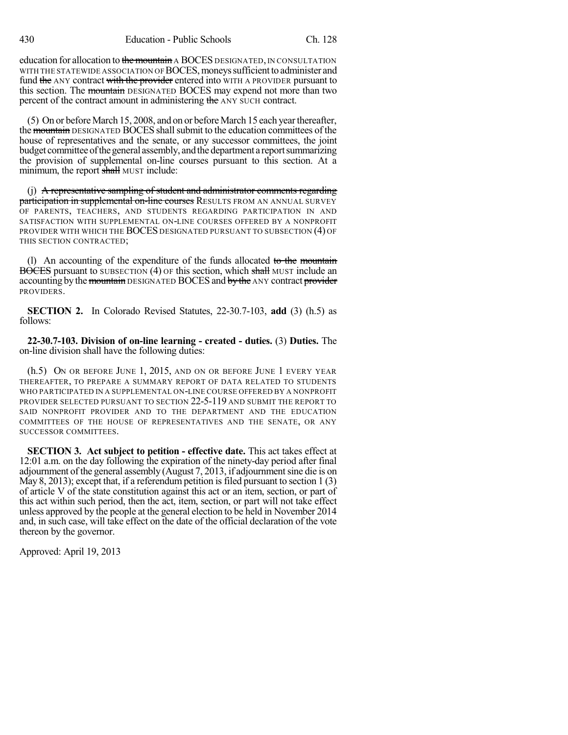education for allocation to ~~the mountain~~ A BOCES DESIGNATED, IN CONSULTATION WITH THE STATEWIDE ASSOCIATION OF BOCES, moneys sufficient to administer and fund ~~the~~ ANY contract ~~with the provider~~ entered into WITH A PROVIDER pursuant to this section. The ~~mountain~~ DESIGNATED BOCES may expend not more than two percent of the contract amount in administering ~~the~~ ANY SUCH contract.

(5) On or before March 15, 2008, and on or before March 15 each year thereafter, the ~~mountain~~ DESIGNATED BOCES shall submit to the education committees of the house of representatives and the senate, or any successor committees, the joint budget committee of the general assembly, and the department a report summarizing the provision of supplemental on-line courses pursuant to this section. At a minimum, the report ~~shall~~ MUST include:

(j) ~~A representative sampling of student and administrator comments regarding participation in supplemental on-line courses~~ RESULTS FROM AN ANNUAL SURVEY OF PARENTS, TEACHERS, AND STUDENTS REGARDING PARTICIPATION IN AND SATISFACTION WITH SUPPLEMENTAL ON-LINE COURSES OFFERED BY A NONPROFIT PROVIDER WITH WHICH THE BOCES DESIGNATED PURSUANT TO SUBSECTION (4) OF THIS SECTION CONTRACTED;

(l) An accounting of the expenditure of the funds allocated ~~to the mountain BOCES~~ pursuant to SUBSECTION (4) OF this section, which ~~shall~~ MUST include an accounting by the ~~mountain~~ DESIGNATED BOCES and ~~by the~~ ANY contract ~~provider~~ PROVIDERS.

**SECTION 2.** In Colorado Revised Statutes, 22-30.7-103, **add** (3) (h.5) as follows:

**22-30.7-103. Division of on-line learning - created - duties.** (3) **Duties.** The on-line division shall have the following duties:

(h.5) ON OR BEFORE JUNE 1, 2015, AND ON OR BEFORE JUNE 1 EVERY YEAR THEREAFTER, TO PREPARE A SUMMARY REPORT OF DATA RELATED TO STUDENTS WHO PARTICIPATED IN A SUPPLEMENTAL ON-LINE COURSE OFFERED BY A NONPROFIT PROVIDER SELECTED PURSUANT TO SECTION 22-5-119 AND SUBMIT THE REPORT TO SAID NONPROFIT PROVIDER AND TO THE DEPARTMENT AND THE EDUCATION COMMITTEES OF THE HOUSE OF REPRESENTATIVES AND THE SENATE, OR ANY SUCCESSOR COMMITTEES.

**SECTION 3. Act subject to petition - effective date.** This act takes effect at 12:01 a.m. on the day following the expiration of the ninety-day period after final adjournment of the general assembly (August 7, 2013, if adjournment sine die is on May 8, 2013); except that, if a referendum petition is filed pursuant to section 1 (3) of article V of the state constitution against this act or an item, section, or part of this act within such period, then the act, item, section, or part will not take effect unless approved by the people at the general election to be held in November 2014 and, in such case, will take effect on the date of the official declaration of the vote thereon by the governor.

Approved: April 19, 2013